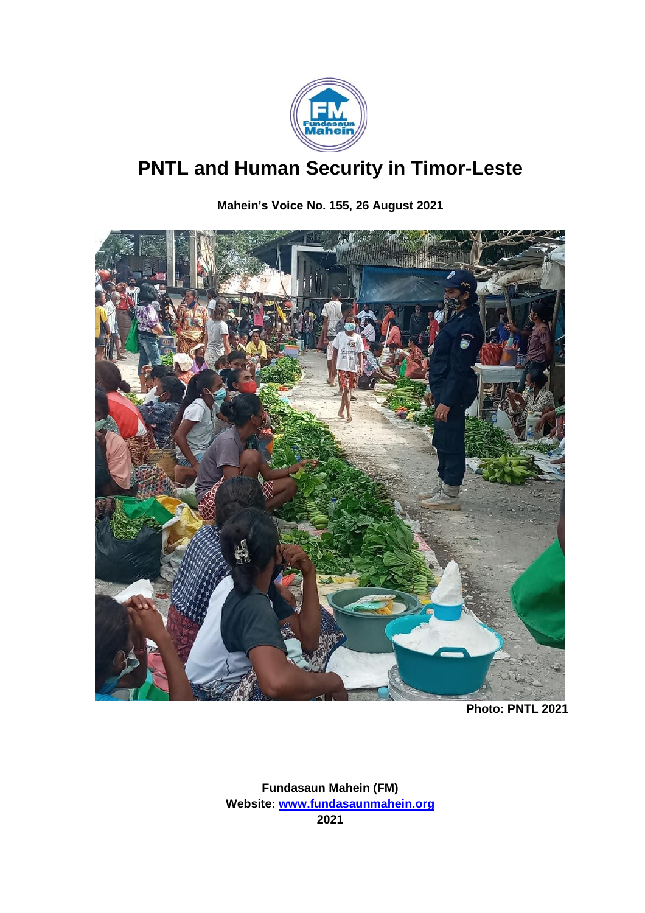# PNTL and Human Security in Timor-Leste

**Mahein's Voice No. 155, 26 August 2021**

**Photo: PNTL 2021**

**Fundasaun Mahein (FM)**
**Website: [www.fundasaunmahein.org](http://www.fundasaunmahein.org)**
**2021**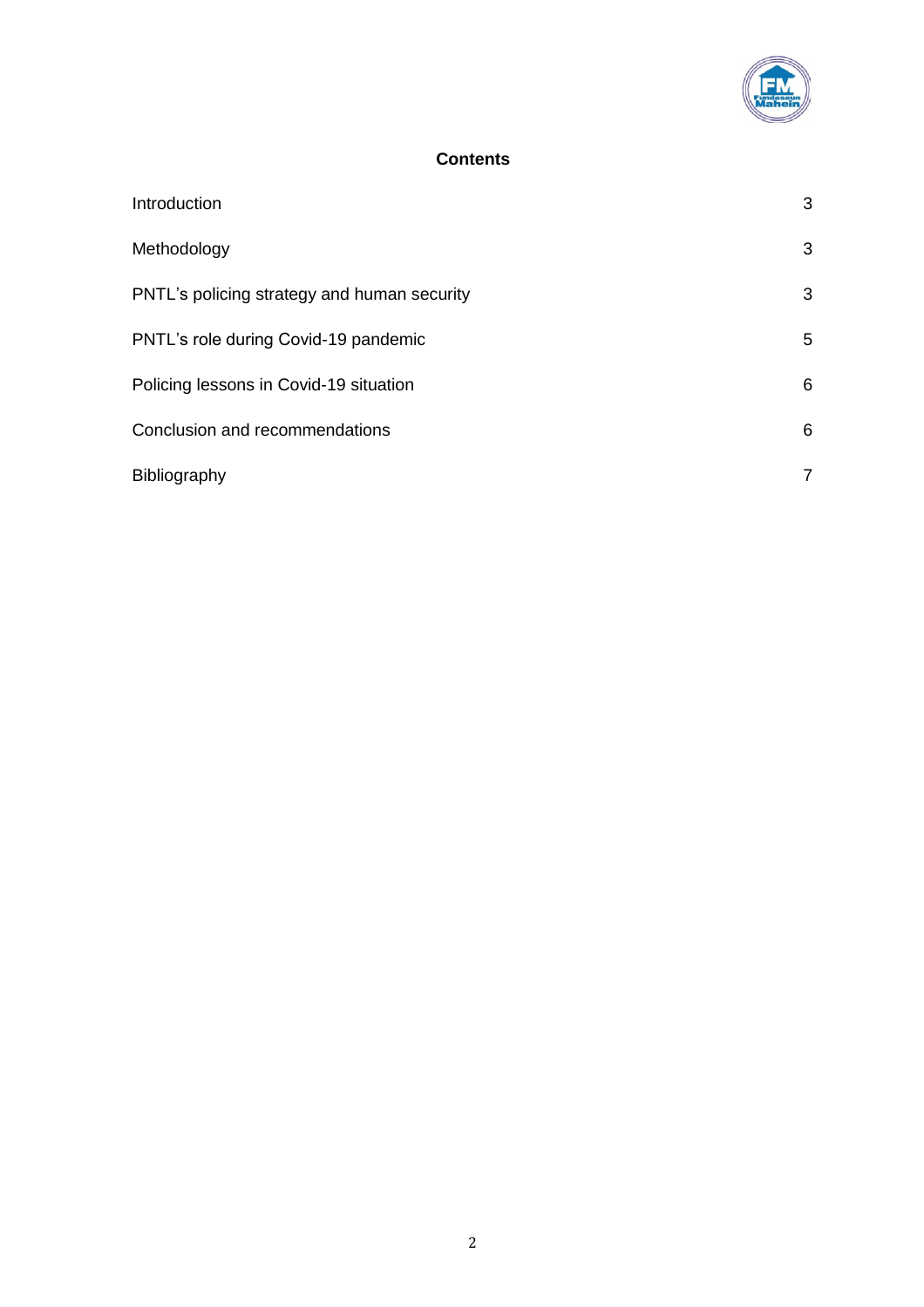## Contents

| | |
|---|---|
| Introduction | 3 |
| Methodology | 3 |
| PNTL's policing strategy and human security | 3 |
| PNTL's role during Covid-19 pandemic | 5 |
| Policing lessons in Covid-19 situation | 6 |
| Conclusion and recommendations | 6 |
| Bibliography | 7 |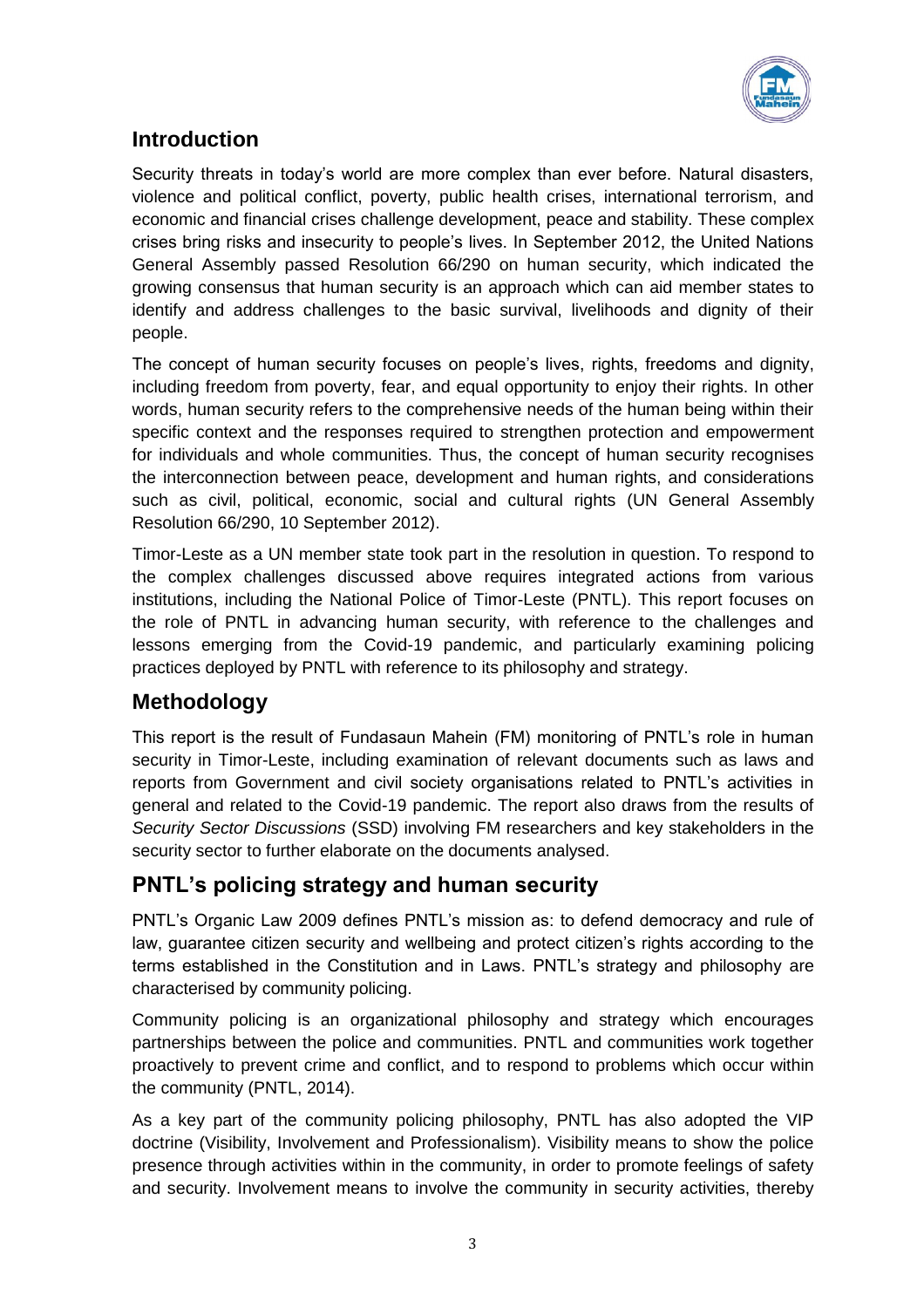## Introduction

Security threats in today's world are more complex than ever before. Natural disasters, violence and political conflict, poverty, public health crises, international terrorism, and economic and financial crises challenge development, peace and stability. These complex crises bring risks and insecurity to people's lives. In September 2012, the United Nations General Assembly passed Resolution 66/290 on human security, which indicated the growing consensus that human security is an approach which can aid member states to identify and address challenges to the basic survival, livelihoods and dignity of their people.

The concept of human security focuses on people's lives, rights, freedoms and dignity, including freedom from poverty, fear, and equal opportunity to enjoy their rights. In other words, human security refers to the comprehensive needs of the human being within their specific context and the responses required to strengthen protection and empowerment for individuals and whole communities. Thus, the concept of human security recognises the interconnection between peace, development and human rights, and considerations such as civil, political, economic, social and cultural rights (UN General Assembly Resolution 66/290, 10 September 2012).

Timor-Leste as a UN member state took part in the resolution in question. To respond to the complex challenges discussed above requires integrated actions from various institutions, including the National Police of Timor-Leste (PNTL). This report focuses on the role of PNTL in advancing human security, with reference to the challenges and lessons emerging from the Covid-19 pandemic, and particularly examining policing practices deployed by PNTL with reference to its philosophy and strategy.

## Methodology

This report is the result of Fundasaun Mahein (FM) monitoring of PNTL's role in human security in Timor-Leste, including examination of relevant documents such as laws and reports from Government and civil society organisations related to PNTL's activities in general and related to the Covid-19 pandemic. The report also draws from the results of *Security Sector Discussions* (SSD) involving FM researchers and key stakeholders in the security sector to further elaborate on the documents analysed.

## PNTL's policing strategy and human security

PNTL's Organic Law 2009 defines PNTL's mission as: to defend democracy and rule of law, guarantee citizen security and wellbeing and protect citizen's rights according to the terms established in the Constitution and in Laws. PNTL's strategy and philosophy are characterised by community policing.

Community policing is an organizational philosophy and strategy which encourages partnerships between the police and communities. PNTL and communities work together proactively to prevent crime and conflict, and to respond to problems which occur within the community (PNTL, 2014).

As a key part of the community policing philosophy, PNTL has also adopted the VIP doctrine (Visibility, Involvement and Professionalism). Visibility means to show the police presence through activities within in the community, in order to promote feelings of safety and security. Involvement means to involve the community in security activities, thereby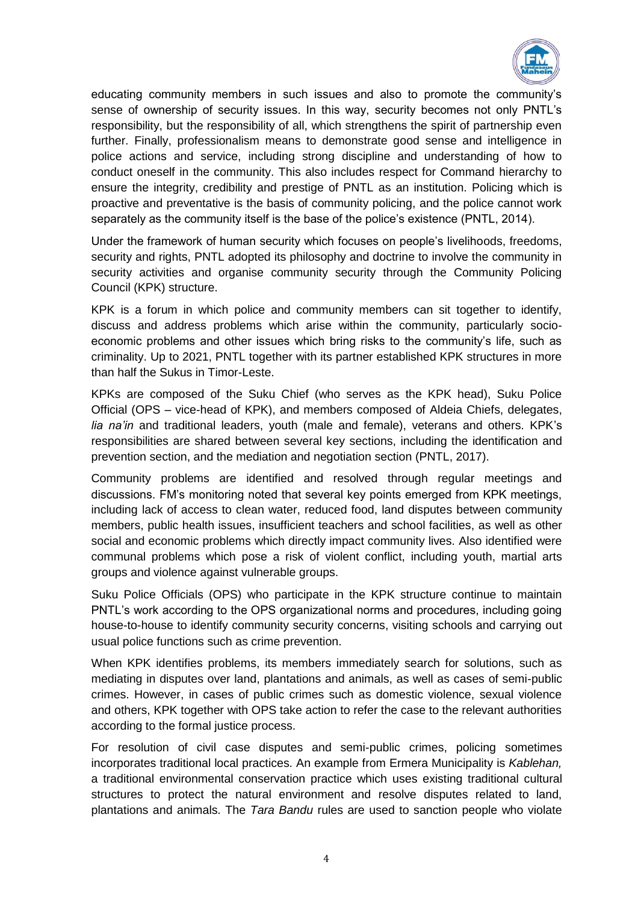educating community members in such issues and also to promote the community's sense of ownership of security issues. In this way, security becomes not only PNTL's responsibility, but the responsibility of all, which strengthens the spirit of partnership even further. Finally, professionalism means to demonstrate good sense and intelligence in police actions and service, including strong discipline and understanding of how to conduct oneself in the community. This also includes respect for Command hierarchy to ensure the integrity, credibility and prestige of PNTL as an institution. Policing which is proactive and preventative is the basis of community policing, and the police cannot work separately as the community itself is the base of the police's existence (PNTL, 2014).

Under the framework of human security which focuses on people's livelihoods, freedoms, security and rights, PNTL adopted its philosophy and doctrine to involve the community in security activities and organise community security through the Community Policing Council (KPK) structure.

KPK is a forum in which police and community members can sit together to identify, discuss and address problems which arise within the community, particularly socio-economic problems and other issues which bring risks to the community's life, such as criminality. Up to 2021, PNTL together with its partner established KPK structures in more than half the Sukus in Timor-Leste.

KPKs are composed of the Suku Chief (who serves as the KPK head), Suku Police Official (OPS – vice-head of KPK), and members composed of Aldeia Chiefs, delegates, *lia na'in* and traditional leaders, youth (male and female), veterans and others. KPK's responsibilities are shared between several key sections, including the identification and prevention section, and the mediation and negotiation section (PNTL, 2017).

Community problems are identified and resolved through regular meetings and discussions. FM's monitoring noted that several key points emerged from KPK meetings, including lack of access to clean water, reduced food, land disputes between community members, public health issues, insufficient teachers and school facilities, as well as other social and economic problems which directly impact community lives. Also identified were communal problems which pose a risk of violent conflict, including youth, martial arts groups and violence against vulnerable groups.

Suku Police Officials (OPS) who participate in the KPK structure continue to maintain PNTL's work according to the OPS organizational norms and procedures, including going house-to-house to identify community security concerns, visiting schools and carrying out usual police functions such as crime prevention.

When KPK identifies problems, its members immediately search for solutions, such as mediating in disputes over land, plantations and animals, as well as cases of semi-public crimes. However, in cases of public crimes such as domestic violence, sexual violence and others, KPK together with OPS take action to refer the case to the relevant authorities according to the formal justice process.

For resolution of civil case disputes and semi-public crimes, policing sometimes incorporates traditional local practices. An example from Ermera Municipality is *Kablehan,* a traditional environmental conservation practice which uses existing traditional cultural structures to protect the natural environment and resolve disputes related to land, plantations and animals. The *Tara Bandu* rules are used to sanction people who violate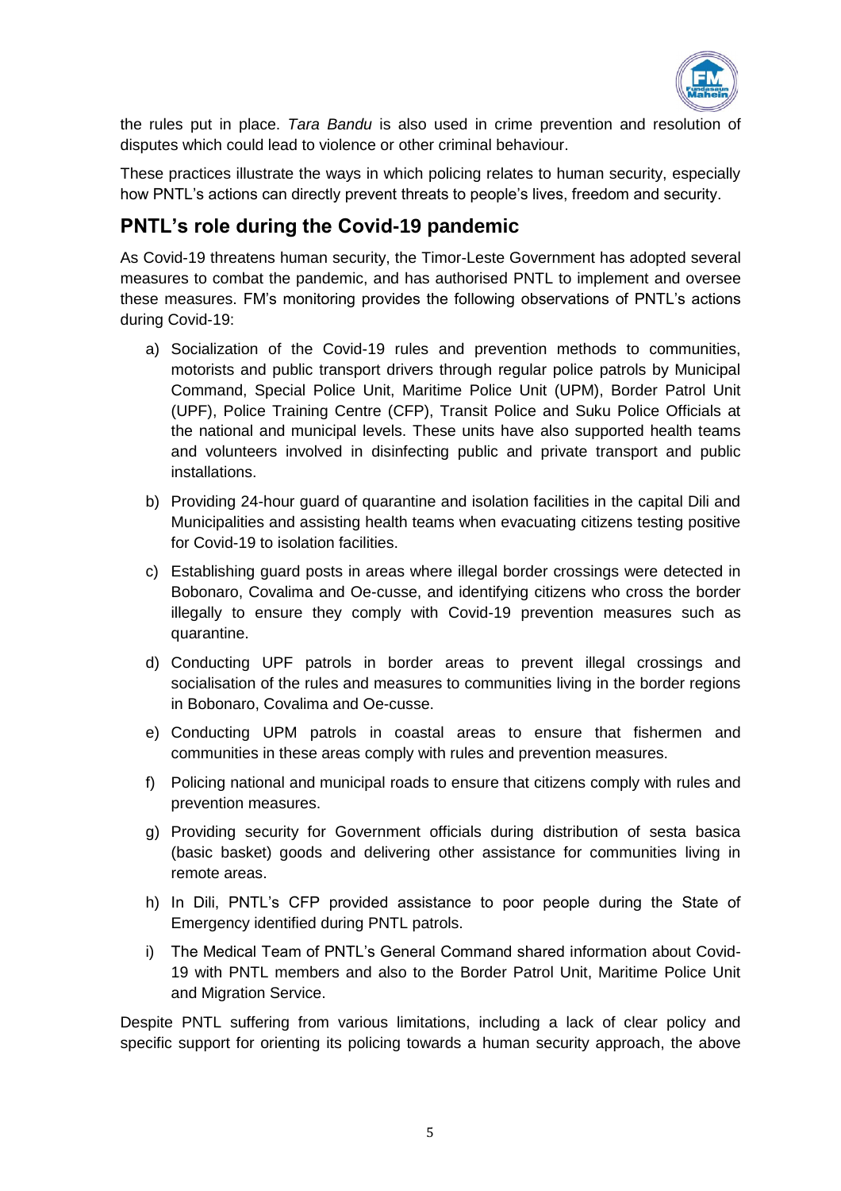the rules put in place. *Tara Bandu* is also used in crime prevention and resolution of disputes which could lead to violence or other criminal behaviour.

These practices illustrate the ways in which policing relates to human security, especially how PNTL's actions can directly prevent threats to people's lives, freedom and security.

## PNTL's role during the Covid-19 pandemic

As Covid-19 threatens human security, the Timor-Leste Government has adopted several measures to combat the pandemic, and has authorised PNTL to implement and oversee these measures. FM's monitoring provides the following observations of PNTL's actions during Covid-19:

a) Socialization of the Covid-19 rules and prevention methods to communities, motorists and public transport drivers through regular police patrols by Municipal Command, Special Police Unit, Maritime Police Unit (UPM), Border Patrol Unit (UPF), Police Training Centre (CFP), Transit Police and Suku Police Officials at the national and municipal levels. These units have also supported health teams and volunteers involved in disinfecting public and private transport and public installations.

b) Providing 24-hour guard of quarantine and isolation facilities in the capital Dili and Municipalities and assisting health teams when evacuating citizens testing positive for Covid-19 to isolation facilities.

c) Establishing guard posts in areas where illegal border crossings were detected in Bobonaro, Covalima and Oe-cusse, and identifying citizens who cross the border illegally to ensure they comply with Covid-19 prevention measures such as quarantine.

d) Conducting UPF patrols in border areas to prevent illegal crossings and socialisation of the rules and measures to communities living in the border regions in Bobonaro, Covalima and Oe-cusse.

e) Conducting UPM patrols in coastal areas to ensure that fishermen and communities in these areas comply with rules and prevention measures.

f) Policing national and municipal roads to ensure that citizens comply with rules and prevention measures.

g) Providing security for Government officials during distribution of sesta basica (basic basket) goods and delivering other assistance for communities living in remote areas.

h) In Dili, PNTL's CFP provided assistance to poor people during the State of Emergency identified during PNTL patrols.

i) The Medical Team of PNTL's General Command shared information about Covid-19 with PNTL members and also to the Border Patrol Unit, Maritime Police Unit and Migration Service.

Despite PNTL suffering from various limitations, including a lack of clear policy and specific support for orienting its policing towards a human security approach, the above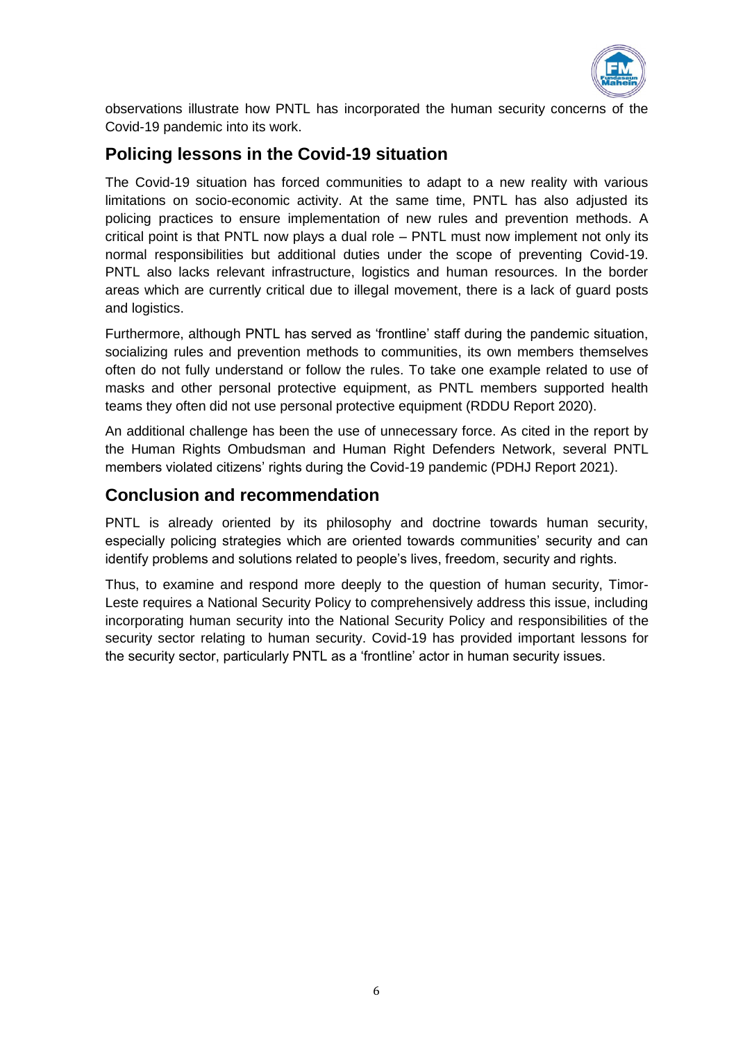observations illustrate how PNTL has incorporated the human security concerns of the Covid-19 pandemic into its work.

## Policing lessons in the Covid-19 situation

The Covid-19 situation has forced communities to adapt to a new reality with various limitations on socio-economic activity. At the same time, PNTL has also adjusted its policing practices to ensure implementation of new rules and prevention methods. A critical point is that PNTL now plays a dual role – PNTL must now implement not only its normal responsibilities but additional duties under the scope of preventing Covid-19. PNTL also lacks relevant infrastructure, logistics and human resources. In the border areas which are currently critical due to illegal movement, there is a lack of guard posts and logistics.

Furthermore, although PNTL has served as 'frontline' staff during the pandemic situation, socializing rules and prevention methods to communities, its own members themselves often do not fully understand or follow the rules. To take one example related to use of masks and other personal protective equipment, as PNTL members supported health teams they often did not use personal protective equipment (RDDU Report 2020).

An additional challenge has been the use of unnecessary force. As cited in the report by the Human Rights Ombudsman and Human Right Defenders Network, several PNTL members violated citizens' rights during the Covid-19 pandemic (PDHJ Report 2021).

## Conclusion and recommendation

PNTL is already oriented by its philosophy and doctrine towards human security, especially policing strategies which are oriented towards communities' security and can identify problems and solutions related to people's lives, freedom, security and rights.

Thus, to examine and respond more deeply to the question of human security, Timor-Leste requires a National Security Policy to comprehensively address this issue, including incorporating human security into the National Security Policy and responsibilities of the security sector relating to human security. Covid-19 has provided important lessons for the security sector, particularly PNTL as a 'frontline' actor in human security issues.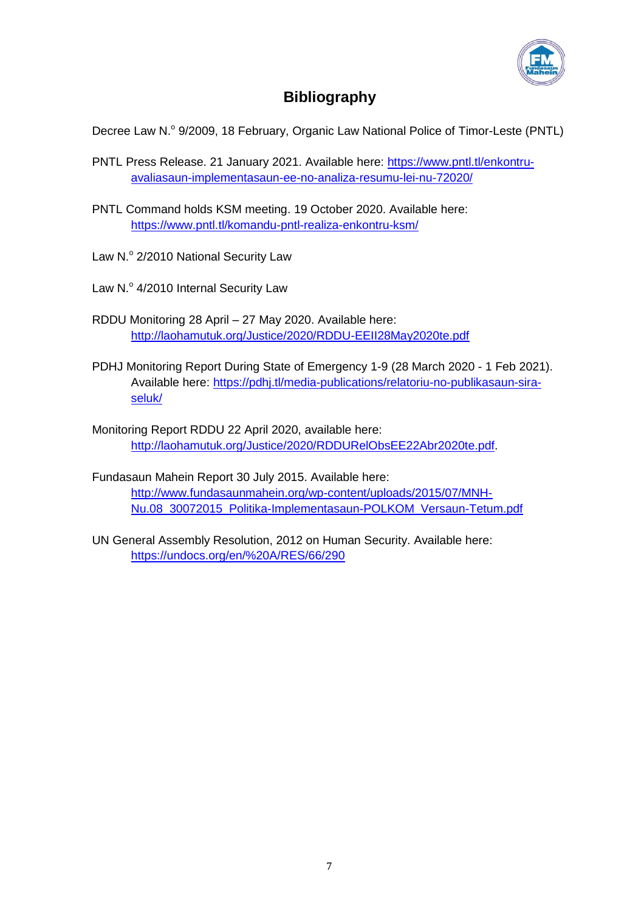## Bibliography

Decree Law N.º 9/2009, 18 February, Organic Law National Police of Timor-Leste (PNTL)

PNTL Press Release. 21 January 2021. Available here: https://www.pntl.tl/enkontru-avaliasaun-implementasaun-ee-no-analiza-resumu-lei-nu-72020/

PNTL Command holds KSM meeting. 19 October 2020. Available here: https://www.pntl.tl/komandu-pntl-realiza-enkontru-ksm/

Law N.º 2/2010 National Security Law

Law N.º 4/2010 Internal Security Law

RDDU Monitoring 28 April – 27 May 2020. Available here: http://laohamutuk.org/Justice/2020/RDDU-EEII28May2020te.pdf

PDHJ Monitoring Report During State of Emergency 1-9 (28 March 2020 - 1 Feb 2021). Available here: https://pdhj.tl/media-publications/relatoriu-no-publikasaun-sira-seluk/

Monitoring Report RDDU 22 April 2020, available here: http://laohamutuk.org/Justice/2020/RDDURelObsEE22Abr2020te.pdf.

Fundasaun Mahein Report 30 July 2015. Available here: http://www.fundasaunmahein.org/wp-content/uploads/2015/07/MNH-Nu.08_30072015_Politika-Implementasaun-POLKOM_Versaun-Tetum.pdf

UN General Assembly Resolution, 2012 on Human Security. Available here: https://undocs.org/en/%20A/RES/66/290